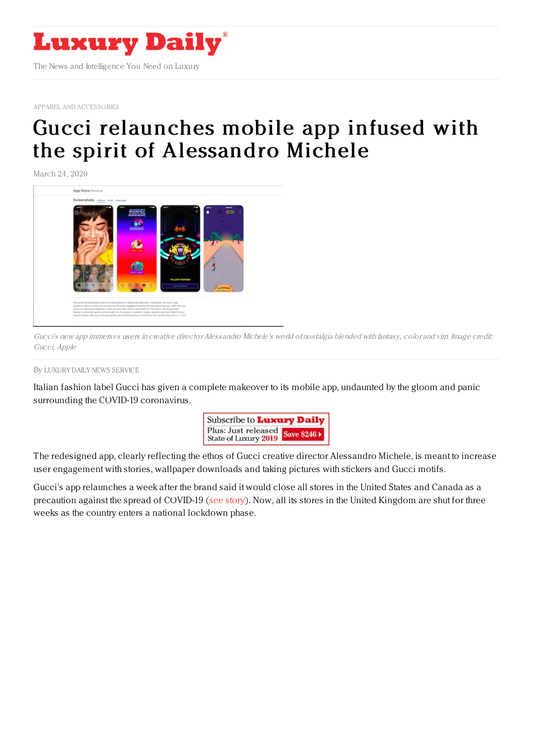APPAREL AND ACCESSORIES

# Gucci relaunches mobile app infused with the spirit of Alessandro Michele

March 24, 2020

*Gucci's new app immerses users in creative director Alessandro Michele's world of nostalgia blended with fantasy, color and vim. Image credit: Gucci, Apple*

By LUXURY DAILY NEWS SERVICE

Italian fashion label Gucci has given a complete makeover to its mobile app, undaunted by the gloom and panic surrounding the COVID-19 coronavirus.

The redesigned app, clearly reflecting the ethos of Gucci creative director Alessandro Michele, is meant to increase user engagement with stories, wallpaper downloads and taking pictures with stickers and Gucci motifs.

Gucci's app relaunches a week after the brand said it would close all stores in the United States and Canada as a precaution against the spread of COVID-19 (see story). Now, all its stores in the United Kingdom are shut for three weeks as the country enters a national lockdown phase.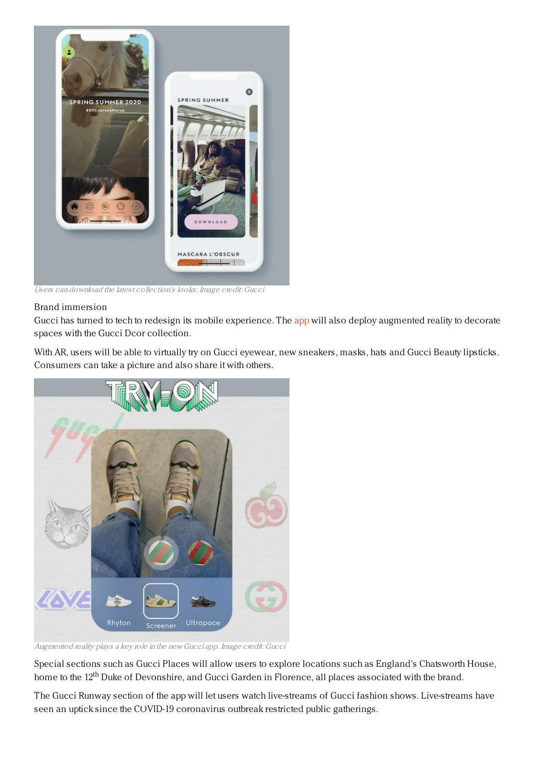Users can download the latest collection's looks. Image credit: Gucci

Brand immersion

Gucci has turned to tech to redesign its mobile experience. The app will also deploy augmented reality to decorate spaces with the Gucci Dcor collection.

With AR, users will be able to virtually try on Gucci eyewear, new sneakers, masks, hats and Gucci Beauty lipsticks. Consumers can take a picture and also share it with others.

Augmented reality plays a key role in the new Gucci app. Image credit: Gucci

Special sections such as Gucci Places will allow users to explore locations such as England's Chatsworth House, home to the 12th Duke of Devonshire, and Gucci Garden in Florence, all places associated with the brand.

The Gucci Runway section of the app will let users watch live-streams of Gucci fashion shows. Live-streams have seen an uptick since the COVID-19 coronavirus outbreak restricted public gatherings.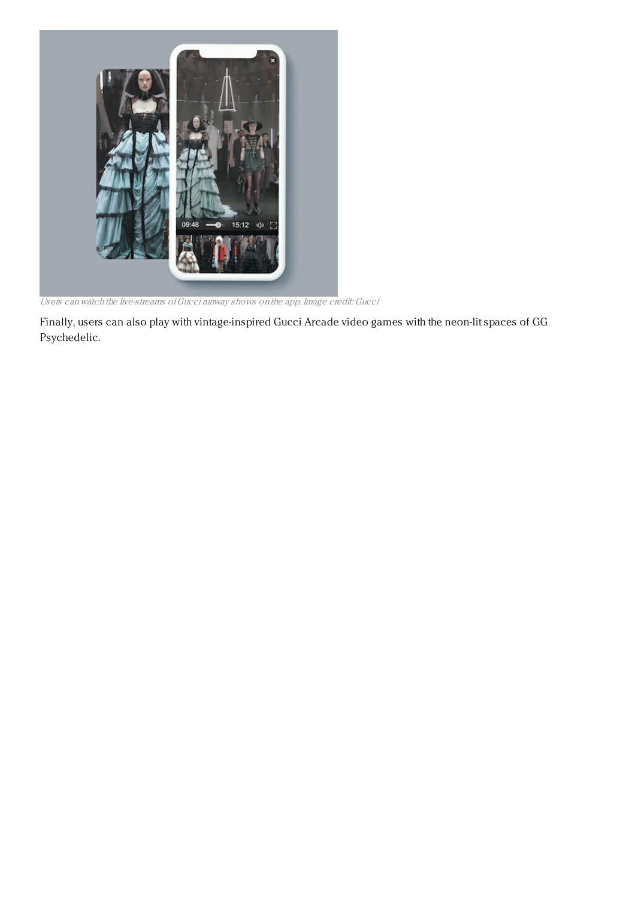Users can watch the live-streams of Gucci runway shows on the app. Image credit: Gucci

Finally, users can also play with vintage-inspired Gucci Arcade video games with the neon-lit spaces of GG Psychedelic.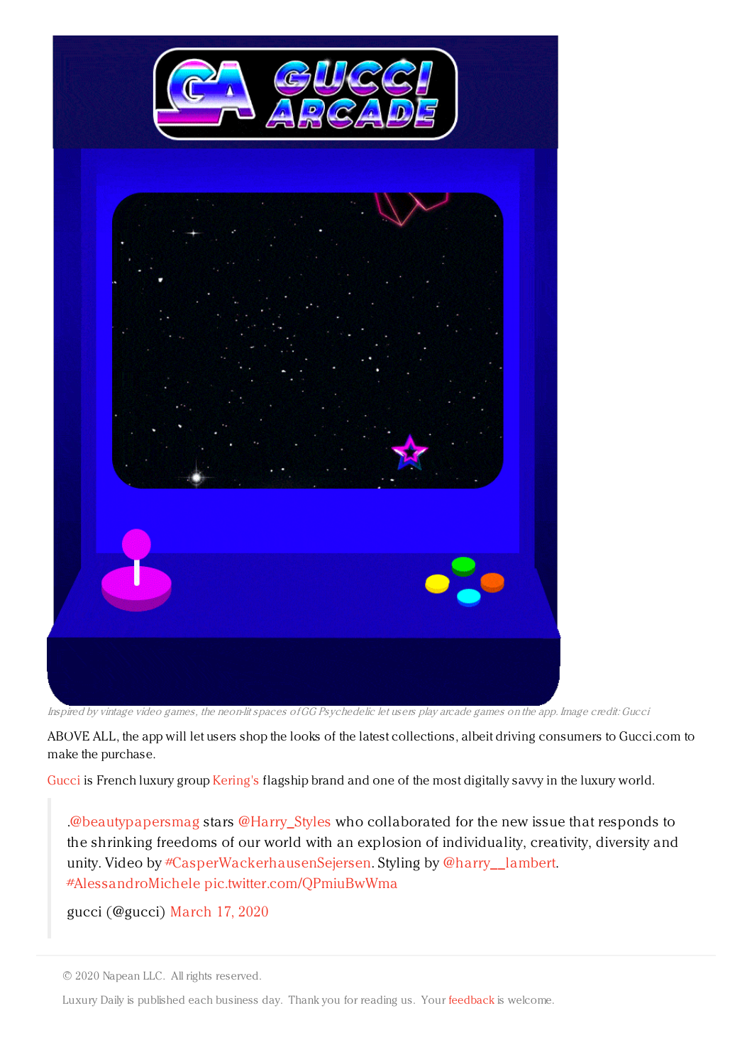*Inspired by vintage video games, the neon-lit spaces of GG Psychedelic let users play arcade games on the app. Image credit: Gucci*

ABOVE ALL, the app will let users shop the looks of the latest collections, albeit driving consumers to Gucci.com to make the purchase.

Gucci is French luxury group Kering's flagship brand and one of the most digitally savvy in the luxury world.

> .@beautypapersmag stars @Harry_Styles who collaborated for the new issue that responds to the shrinking freedoms of our world with an explosion of individuality, creativity, diversity and unity. Video by #CasperWackerhausenSejersen. Styling by @harry__lambert. #AlessandroMichele pic.twitter.com/QPmiuBwWma
>
> gucci (@gucci) March 17, 2020

© 2020 Napean LLC. All rights reserved.

Luxury Daily is published each business day. Thank you for reading us. Your feedback is welcome.